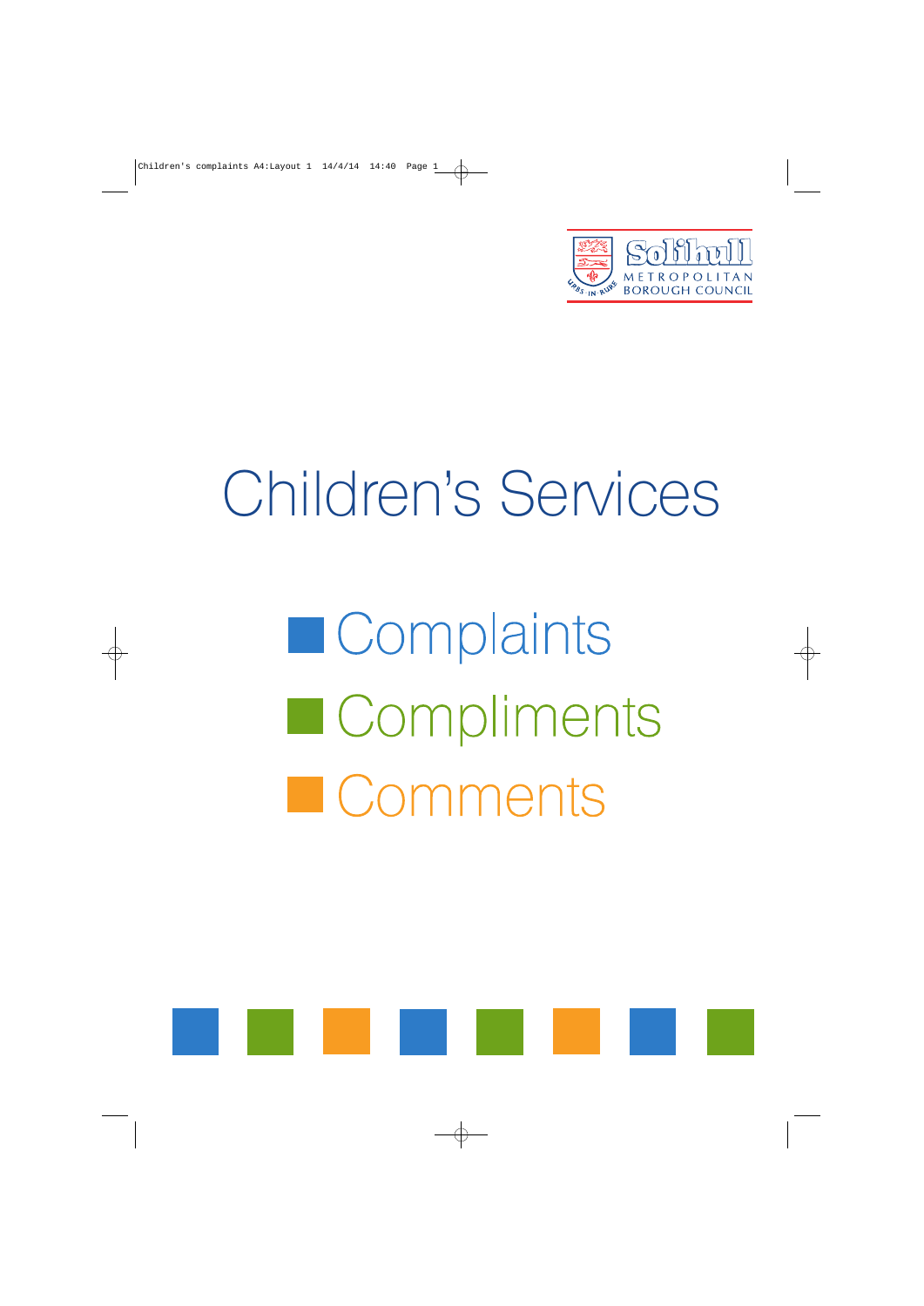Solihull Metropolitan Borough Council

# Children's Services

## Complaints

## Compliments

## Comments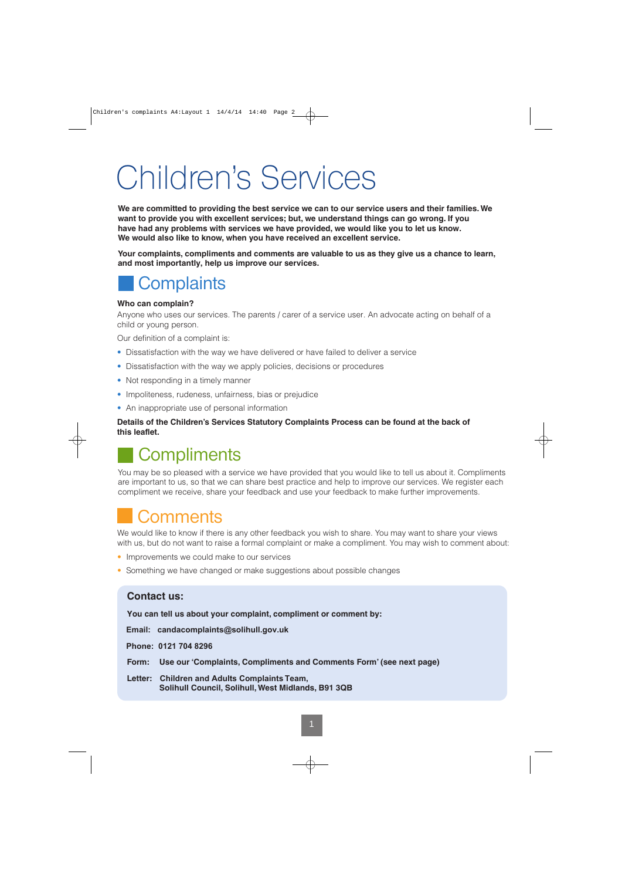# Children's Services

**We are committed to providing the best service we can to our service users and their families. We want to provide you with excellent services; but, we understand things can go wrong. If you have had any problems with services we have provided, we would like you to let us know. We would also like to know, when you have received an excellent service.**

**Your complaints, compliments and comments are valuable to us as they give us a chance to learn, and most importantly, help us improve our services.**

## Complaints

**Who can complain?**

Anyone who uses our services. The parents / carer of a service user. An advocate acting on behalf of a child or young person.

Our definition of a complaint is:

- Dissatisfaction with the way we have delivered or have failed to deliver a service
- Dissatisfaction with the way we apply policies, decisions or procedures
- Not responding in a timely manner
- Impoliteness, rudeness, unfairness, bias or prejudice
- An inappropriate use of personal information

**Details of the Children's Services Statutory Complaints Process can be found at the back of this leaflet.**

## Compliments

You may be so pleased with a service we have provided that you would like to tell us about it. Compliments are important to us, so that we can share best practice and help to improve our services. We register each compliment we receive, share your feedback and use your feedback to make further improvements.

## Comments

We would like to know if there is any other feedback you wish to share. You may want to share your views with us, but do not want to raise a formal complaint or make a compliment. You may wish to comment about:

- Improvements we could make to our services
- Something we have changed or make suggestions about possible changes

### Contact us:

**You can tell us about your complaint, compliment or comment by:**

**Email: candacomplaints@solihull.gov.uk**

**Phone: 0121 704 8296**

**Form: Use our 'Complaints, Compliments and Comments Form' (see next page)**

**Letter: Children and Adults Complaints Team,
Solihull Council, Solihull, West Midlands, B91 3QB**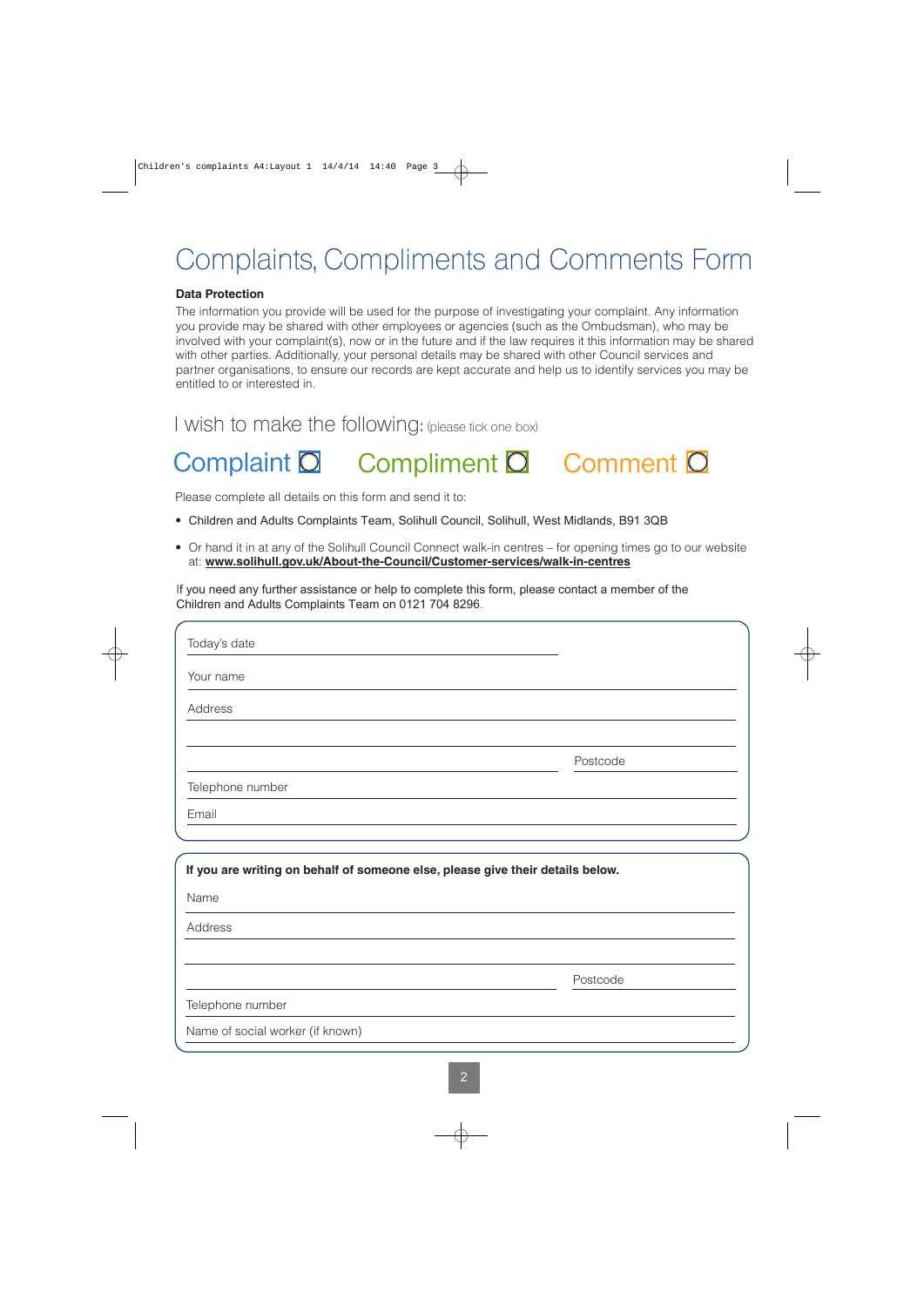# Complaints, Compliments and Comments Form

**Data Protection**

The information you provide will be used for the purpose of investigating your complaint. Any information you provide may be shared with other employees or agencies (such as the Ombudsman), who may be involved with your complaint(s), now or in the future and if the law requires it this information may be shared with other parties. Additionally, your personal details may be shared with other Council services and partner organisations, to ensure our records are kept accurate and help us to identify services you may be entitled to or interested in.

## I wish to make the following: (please tick one box)

Complaint ☐ Compliment ☐ Comment ☐

Please complete all details on this form and send it to:

- Children and Adults Complaints Team, Solihull Council, Solihull, West Midlands, B91 3QB
- Or hand it in at any of the Solihull Council Connect walk-in centres – for opening times go to our website at: **www.solihull.gov.uk/About-the-Council/Customer-services/walk-in-centres**

If you need any further assistance or help to complete this form, please contact a member of the Children and Adults Complaints Team on 0121 704 8296.

Today's date ______________________

Your name ______________________

Address ______________________

______________________

______________________ Postcode ______________________

Telephone number ______________________

Email ______________________

**If you are writing on behalf of someone else, please give their details below.**

Name ______________________

Address ______________________

______________________

______________________ Postcode ______________________

Telephone number ______________________

Name of social worker (if known) ______________________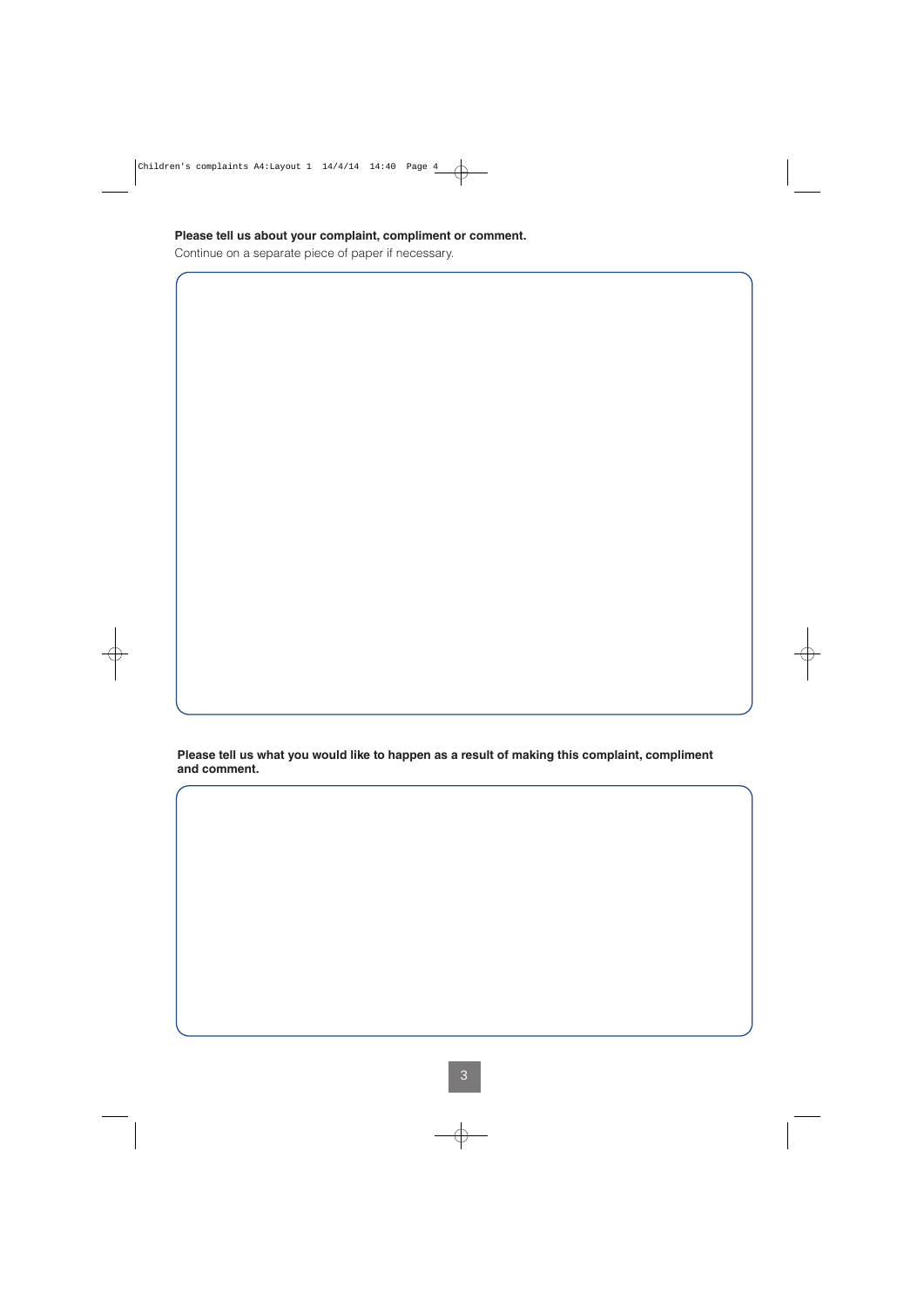**Please tell us about your complaint, compliment or comment.**

Continue on a separate piece of paper if necessary.

**Please tell us what you would like to happen as a result of making this complaint, compliment and comment.**